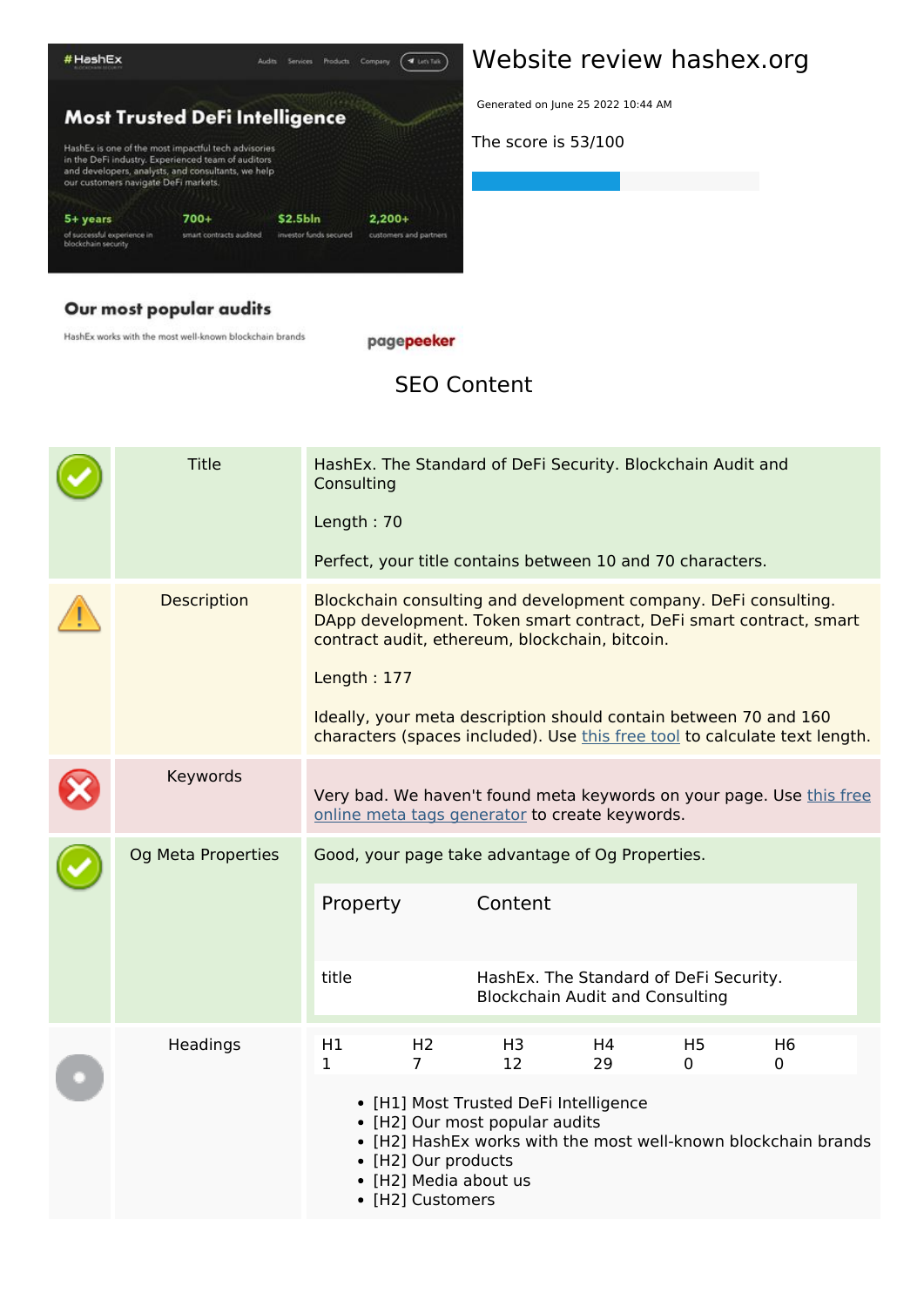# Website review hashex.org

Generated on June 25 2022 10:44 AM

The score is 53/100

## SEO Content

| | | |
|---|---|---|
| ✓ | Title | HashEx. The Standard of DeFi Security. Blockchain Audit and Consulting<br><br>Length : 70<br><br>Perfect, your title contains between 10 and 70 characters. |
| ⚠ | Description | Blockchain consulting and development company. DeFi consulting. DApp development. Token smart contract, DeFi smart contract, smart contract audit, ethereum, blockchain, bitcoin.<br><br>Length : 177<br><br>Ideally, your meta description should contain between 70 and 160 characters (spaces included). Use this free tool to calculate text length. |
| ✗ | Keywords | Very bad. We haven't found meta keywords on your page. Use this free online meta tags generator to create keywords. |
| ✓ | Og Meta Properties | Good, your page take advantage of Og Properties. |

| Property | Content |
|---|---|
| title | HashEx. The Standard of DeFi Security. Blockchain Audit and Consulting |

**Headings**

| H1 | H2 | H3 | H4 | H5 | H6 |
|---|---|---|---|---|---|
| 1 | 7 | 12 | 29 | 0 | 0 |

- [H1] Most Trusted DeFi Intelligence
- [H2] Our most popular audits
- [H2] HashEx works with the most well-known blockchain brands
- [H2] Our products
- [H2] Media about us
- [H2] Customers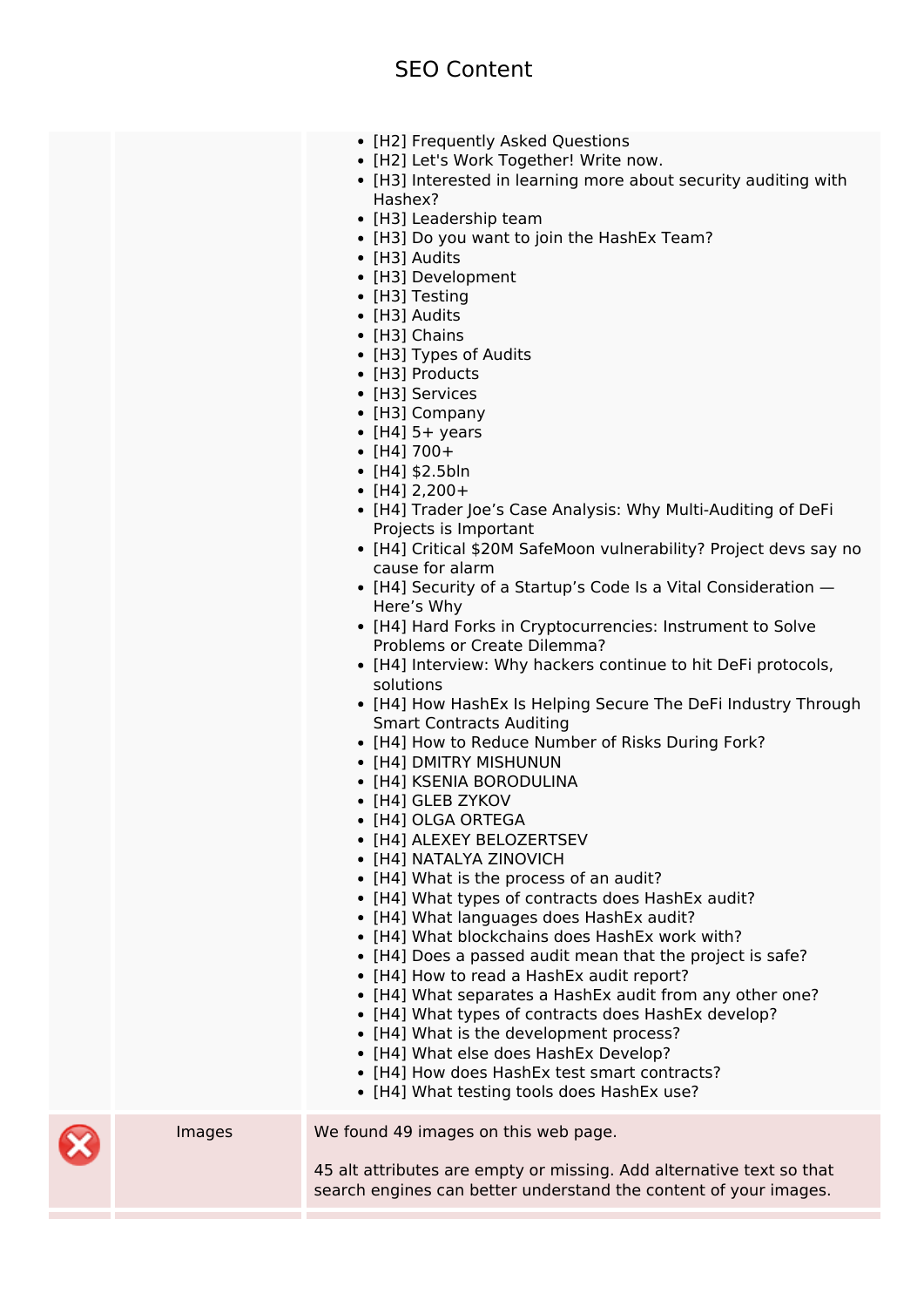# SEO Content

| | | |
|---|---|---|
| | | • [H2] Frequently Asked Questions<br>• [H2] Let's Work Together! Write now.<br>• [H3] Interested in learning more about security auditing with Hashex?<br>• [H3] Leadership team<br>• [H3] Do you want to join the HashEx Team?<br>• [H3] Audits<br>• [H3] Development<br>• [H3] Testing<br>• [H3] Audits<br>• [H3] Chains<br>• [H3] Types of Audits<br>• [H3] Products<br>• [H3] Services<br>• [H3] Company<br>• [H4] 5+ years<br>• [H4] 700+<br>• [H4] $2.5bln<br>• [H4] 2,200+<br>• [H4] Trader Joe's Case Analysis: Why Multi-Auditing of DeFi Projects is Important<br>• [H4] Critical $20M SafeMoon vulnerability? Project devs say no cause for alarm<br>• [H4] Security of a Startup's Code Is a Vital Consideration — Here's Why<br>• [H4] Hard Forks in Cryptocurrencies: Instrument to Solve Problems or Create Dilemma?<br>• [H4] Interview: Why hackers continue to hit DeFi protocols, solutions<br>• [H4] How HashEx Is Helping Secure The DeFi Industry Through Smart Contracts Auditing<br>• [H4] How to Reduce Number of Risks During Fork?<br>• [H4] DMITRY MISHUNUN<br>• [H4] KSENIA BORODULINA<br>• [H4] GLEB ZYKOV<br>• [H4] OLGA ORTEGA<br>• [H4] ALEXEY BELOZERTSEV<br>• [H4] NATALYA ZINOVICH<br>• [H4] What is the process of an audit?<br>• [H4] What types of contracts does HashEx audit?<br>• [H4] What languages does HashEx audit?<br>• [H4] What blockchains does HashEx work with?<br>• [H4] Does a passed audit mean that the project is safe?<br>• [H4] How to read a HashEx audit report?<br>• [H4] What separates a HashEx audit from any other one?<br>• [H4] What types of contracts does HashEx develop?<br>• [H4] What is the development process?<br>• [H4] What else does HashEx Develop?<br>• [H4] How does HashEx test smart contracts?<br>• [H4] What testing tools does HashEx use? |
| ❌ | Images | We found 49 images on this web page.<br><br>45 alt attributes are empty or missing. Add alternative text so that search engines can better understand the content of your images. |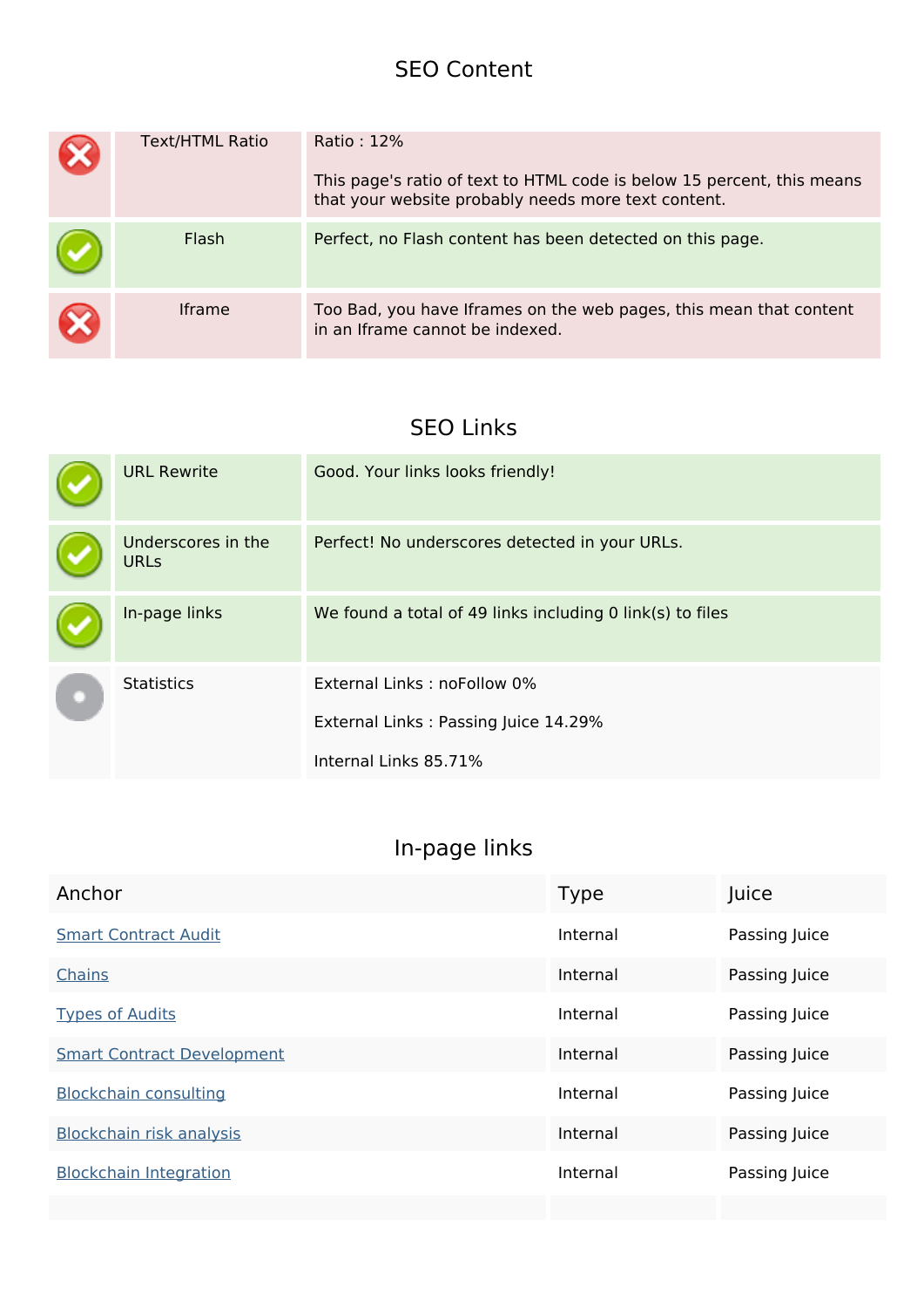## SEO Content

| | | |
|---|---|---|
| ✗ | Text/HTML Ratio | Ratio : 12%<br><br>This page's ratio of text to HTML code is below 15 percent, this means that your website probably needs more text content. |
| ✓ | Flash | Perfect, no Flash content has been detected on this page. |
| ✗ | Iframe | Too Bad, you have Iframes on the web pages, this mean that content in an Iframe cannot be indexed. |

## SEO Links

| | | |
|---|---|---|
| ✓ | URL Rewrite | Good. Your links looks friendly! |
| ✓ | Underscores in the URLs | Perfect! No underscores detected in your URLs. |
| ✓ | In-page links | We found a total of 49 links including 0 link(s) to files |
| ● | Statistics | External Links : noFollow 0%<br><br>External Links : Passing Juice 14.29%<br><br>Internal Links 85.71% |

## In-page links

| Anchor | Type | Juice |
|---|---|---|
| Smart Contract Audit | Internal | Passing Juice |
| Chains | Internal | Passing Juice |
| Types of Audits | Internal | Passing Juice |
| Smart Contract Development | Internal | Passing Juice |
| Blockchain consulting | Internal | Passing Juice |
| Blockchain risk analysis | Internal | Passing Juice |
| Blockchain Integration | Internal | Passing Juice |
| | | |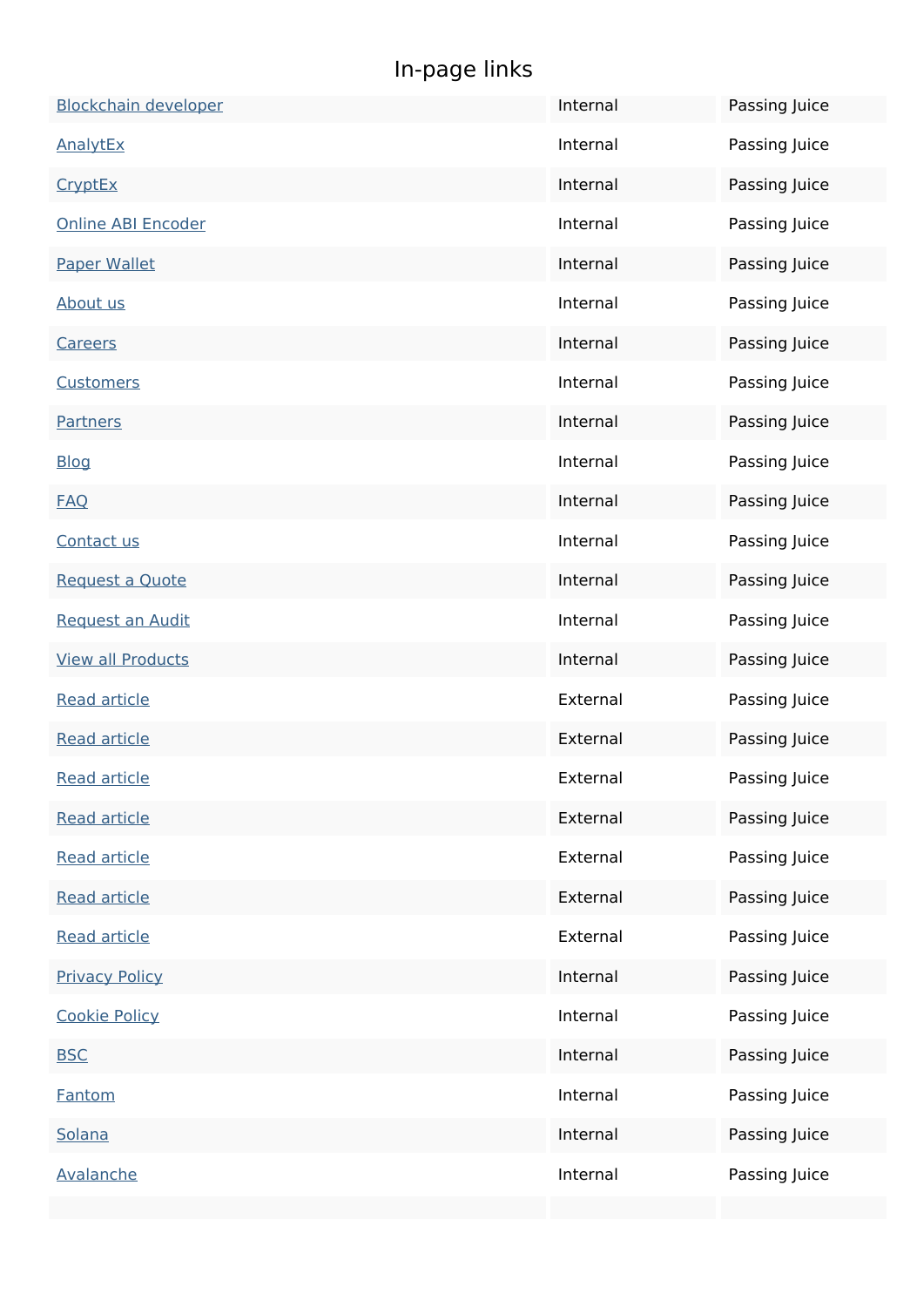## In-page links

| | | |
|---|---|---|
| Blockchain developer | Internal | Passing Juice |
| AnalytEx | Internal | Passing Juice |
| CryptEx | Internal | Passing Juice |
| Online ABI Encoder | Internal | Passing Juice |
| Paper Wallet | Internal | Passing Juice |
| About us | Internal | Passing Juice |
| Careers | Internal | Passing Juice |
| Customers | Internal | Passing Juice |
| Partners | Internal | Passing Juice |
| Blog | Internal | Passing Juice |
| FAQ | Internal | Passing Juice |
| Contact us | Internal | Passing Juice |
| Request a Quote | Internal | Passing Juice |
| Request an Audit | Internal | Passing Juice |
| View all Products | Internal | Passing Juice |
| Read article | External | Passing Juice |
| Read article | External | Passing Juice |
| Read article | External | Passing Juice |
| Read article | External | Passing Juice |
| Read article | External | Passing Juice |
| Read article | External | Passing Juice |
| Read article | External | Passing Juice |
| Privacy Policy | Internal | Passing Juice |
| Cookie Policy | Internal | Passing Juice |
| BSC | Internal | Passing Juice |
| Fantom | Internal | Passing Juice |
| Solana | Internal | Passing Juice |
| Avalanche | Internal | Passing Juice |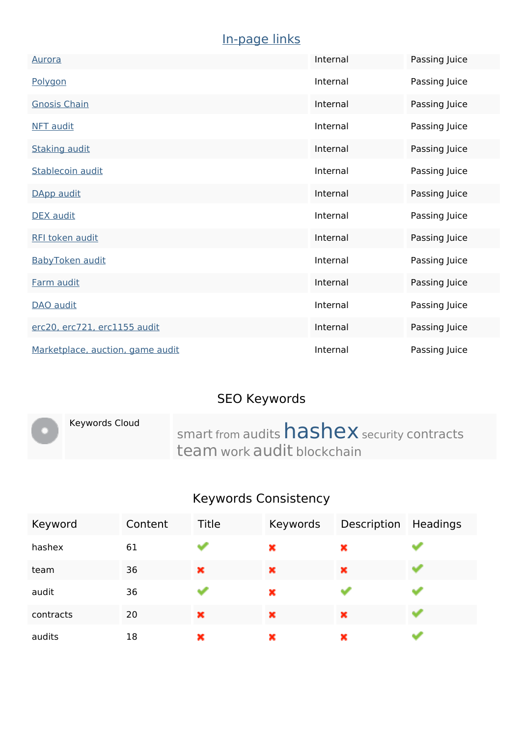## In-page links

| | | |
|---|---|---|
| Aurora | Internal | Passing Juice |
| Polygon | Internal | Passing Juice |
| Gnosis Chain | Internal | Passing Juice |
| NFT audit | Internal | Passing Juice |
| Staking audit | Internal | Passing Juice |
| Stablecoin audit | Internal | Passing Juice |
| DApp audit | Internal | Passing Juice |
| DEX audit | Internal | Passing Juice |
| RFI token audit | Internal | Passing Juice |
| BabyToken audit | Internal | Passing Juice |
| Farm audit | Internal | Passing Juice |
| DAO audit | Internal | Passing Juice |
| erc20, erc721, erc1155 audit | Internal | Passing Juice |
| Marketplace, auction, game audit | Internal | Passing Juice |

## SEO Keywords

| Keywords Cloud | smart from audits hashex security contracts team work audit blockchain |
|---|---|

## Keywords Consistency

| Keyword | Content | Title | Keywords | Description | Headings |
|---|---|---|---|---|---|
| hashex | 61 | ✔ | ✖ | ✖ | ✔ |
| team | 36 | ✖ | ✖ | ✖ | ✔ |
| audit | 36 | ✔ | ✖ | ✔ | ✔ |
| contracts | 20 | ✖ | ✖ | ✖ | ✔ |
| audits | 18 | ✖ | ✖ | ✖ | ✔ |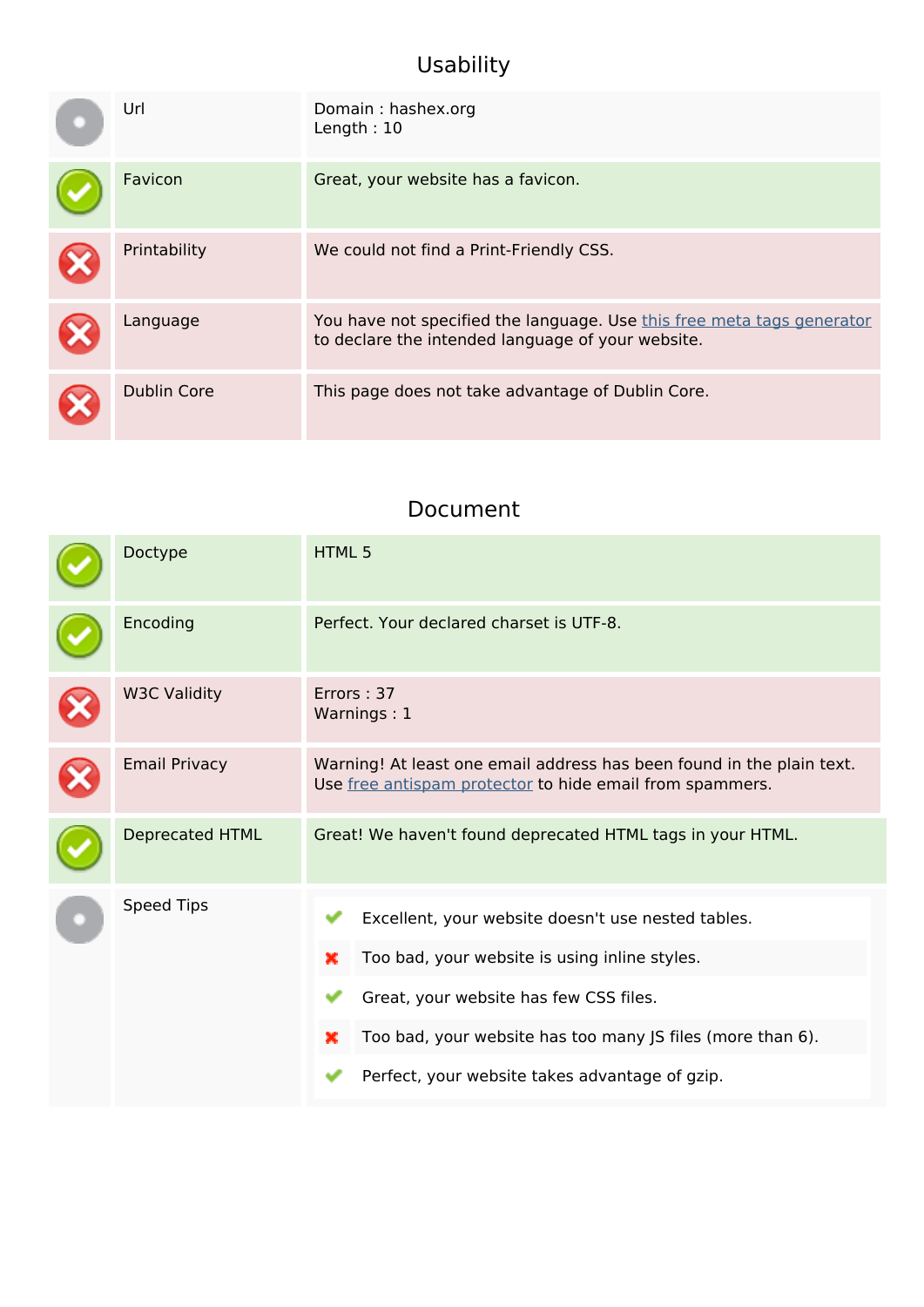## Usability

| | | |
|---|---|---|
| | Url | Domain : hashex.org<br>Length : 10 |
| | Favicon | Great, your website has a favicon. |
| | Printability | We could not find a Print-Friendly CSS. |
| | Language | You have not specified the language. Use this free meta tags generator to declare the intended language of your website. |
| | Dublin Core | This page does not take advantage of Dublin Core. |

## Document

| | | |
|---|---|---|
| | Doctype | HTML 5 |
| | Encoding | Perfect. Your declared charset is UTF-8. |
| | W3C Validity | Errors : 37<br>Warnings : 1 |
| | Email Privacy | Warning! At least one email address has been found in the plain text. Use free antispam protector to hide email from spammers. |
| | Deprecated HTML | Great! We haven't found deprecated HTML tags in your HTML. |
| | Speed Tips | Excellent, your website doesn't use nested tables.<br>Too bad, your website is using inline styles.<br>Great, your website has few CSS files.<br>Too bad, your website has too many JS files (more than 6).<br>Perfect, your website takes advantage of gzip. |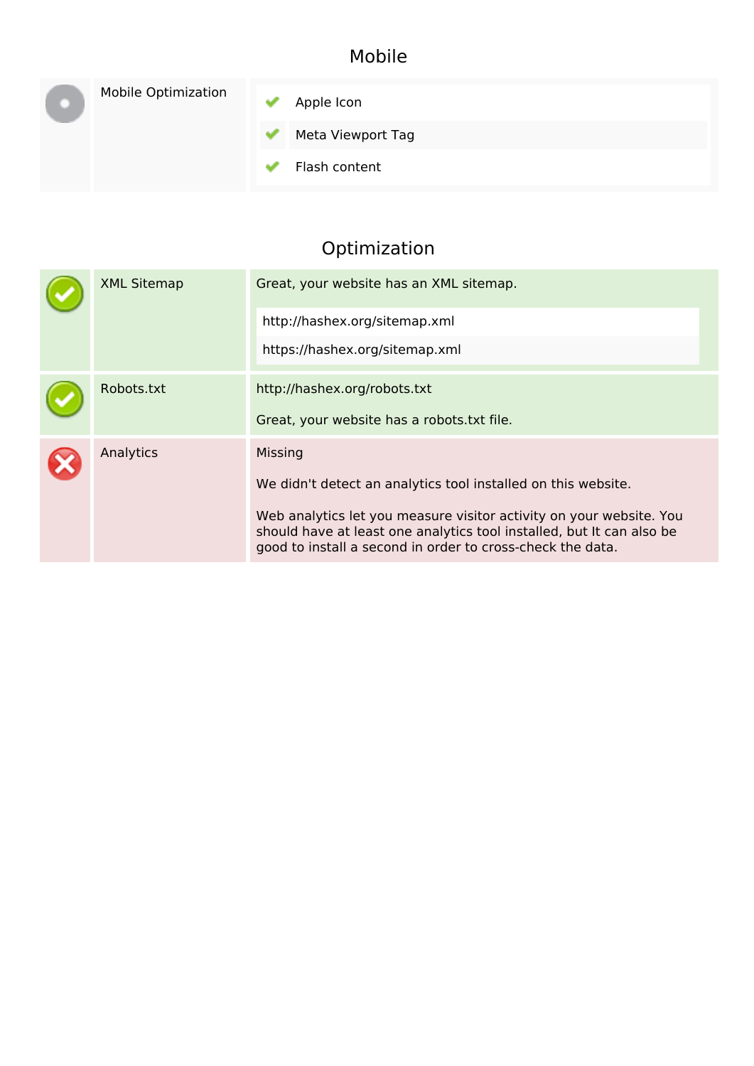## Mobile

| | | |
|---|---|---|
| | Mobile Optimization | Apple Icon<br>Meta Viewport Tag<br>Flash content |

## Optimization

| | | |
|---|---|---|
| | XML Sitemap | Great, your website has an XML sitemap.<br><br>http://hashex.org/sitemap.xml<br>https://hashex.org/sitemap.xml |
| | Robots.txt | http://hashex.org/robots.txt<br><br>Great, your website has a robots.txt file. |
| | Analytics | Missing<br><br>We didn't detect an analytics tool installed on this website.<br><br>Web analytics let you measure visitor activity on your website. You should have at least one analytics tool installed, but It can also be good to install a second in order to cross-check the data. |